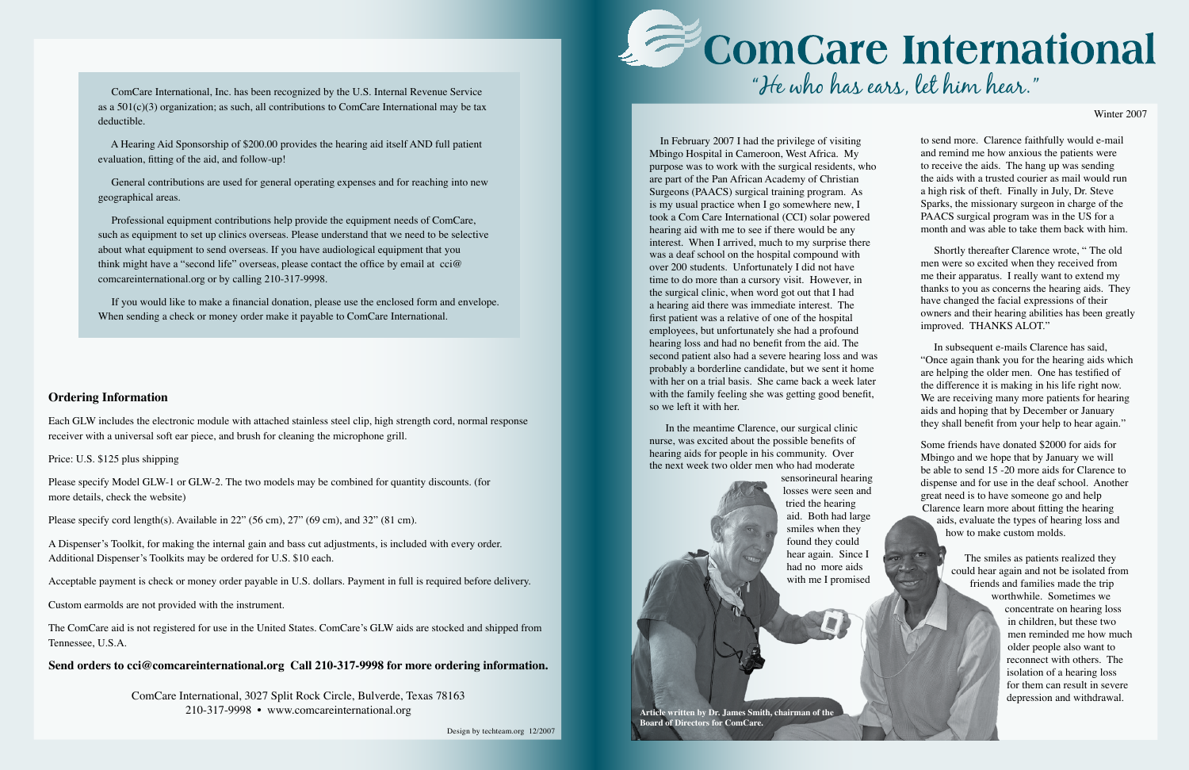ComCare International, Inc. has been recognized by the U.S. Internal Revenue Service as a 501(c)(3) organization; as such, all contributions to ComCare International may be tax deductible.

A Hearing Aid Sponsorship of $200.00 provides the hearing aid itself AND full patient evaluation, fitting of the aid, and follow-up!

General contributions are used for general operating expenses and for reaching into new geographical areas.

Professional equipment contributions help provide the equipment needs of ComCare, such as equipment to set up clinics overseas. Please understand that we need to be selective about what equipment to send overseas. If you have audiological equipment that you think might have a "second life" overseas, please contact the office by email at cci@comcareinternational.org or by calling 210-317-9998.

If you would like to make a financial donation, please use the enclosed form and envelope. When sending a check or money order make it payable to ComCare International.

## Ordering Information

Each GLW includes the electronic module with attached stainless steel clip, high strength cord, normal response receiver with a universal soft ear piece, and brush for cleaning the microphone grill.

Price: U.S. $125 plus shipping

Please specify Model GLW-1 or GLW-2. The two models may be combined for quantity discounts. (for more details, check the website)

Please specify cord length(s). Available in 22" (56 cm), 27" (69 cm), and 32" (81 cm).

A Dispenser's Toolkit, for making the internal gain and bass cut adjustments, is included with every order. Additional Dispenser's Toolkits may be ordered for U.S. $10 each.

Acceptable payment is check or money order payable in U.S. dollars. Payment in full is required before delivery.

Custom earmolds are not provided with the instrument.

The ComCare aid is not registered for use in the United States. ComCare's GLW aids are stocked and shipped from Tennessee, U.S.A.

**Send orders to cci@comcareinternational.org Call 210-317-9998 for more ordering information.**

ComCare International, 3027 Split Rock Circle, Bulverde, Texas 78163
210-317-9998 • www.comcareinternational.org

Design by techteam.org 12/2007

# ComCare International

*"He who has ears, let him hear."*

Winter 2007

In February 2007 I had the privilege of visiting Mbingo Hospital in Cameroon, West Africa. My purpose was to work with the surgical residents, who are part of the Pan African Academy of Christian Surgeons (PAACS) surgical training program. As is my usual practice when I go somewhere new, I took a Com Care International (CCI) solar powered hearing aid with me to see if there would be any interest. When I arrived, much to my surprise there was a deaf school on the hospital compound with over 200 students. Unfortunately I did not have time to do more than a cursory visit. However, in the surgical clinic, when word got out that I had a hearing aid there was immediate interest. The first patient was a relative of one of the hospital employees, but unfortunately she had a profound hearing loss and had no benefit from the aid. The second patient also had a severe hearing loss and was probably a borderline candidate, but we sent it home with her on a trial basis. She came back a week later with the family feeling she was getting good benefit, so we left it with her.

In the meantime Clarence, our surgical clinic nurse, was excited about the possible benefits of hearing aids for people in his community. Over the next week two older men who had moderate sensorineural hearing losses were seen and tried the hearing aid. Both had large smiles when they found they could hear again. Since I had no more aids with me I promised to send more. Clarence faithfully would e-mail and remind me how anxious the patients were to receive the aids. The hang up was sending the aids with a trusted courier as mail would run a high risk of theft. Finally in July, Dr. Steve Sparks, the missionary surgeon in charge of the PAACS surgical program was in the US for a month and was able to take them back with him.

Shortly thereafter Clarence wrote, " The old men were so excited when they received from me their apparatus. I really want to extend my thanks to you as concerns the hearing aids. They have changed the facial expressions of their owners and their hearing abilities has been greatly improved. THANKS ALOT."

In subsequent e-mails Clarence has said, "Once again thank you for the hearing aids which are helping the older men. One has testified of the difference it is making in his life right now. We are receiving many more patients for hearing aids and hoping that by December or January they shall benefit from your help to hear again."

Some friends have donated $2000 for aids for Mbingo and we hope that by January we will be able to send 15 -20 more aids for Clarence to dispense and for use in the deaf school. Another great need is to have someone go and help Clarence learn more about fitting the hearing aids, evaluate the types of hearing loss and how to make custom molds.

The smiles as patients realized they could hear again and not be isolated from friends and families made the trip worthwhile. Sometimes we concentrate on hearing loss in children, but these two men reminded me how much older people also want to reconnect with others. The isolation of a hearing loss for them can result in severe depression and withdrawal.

**Article written by Dr. James Smith, chairman of the Board of Directors for ComCare.**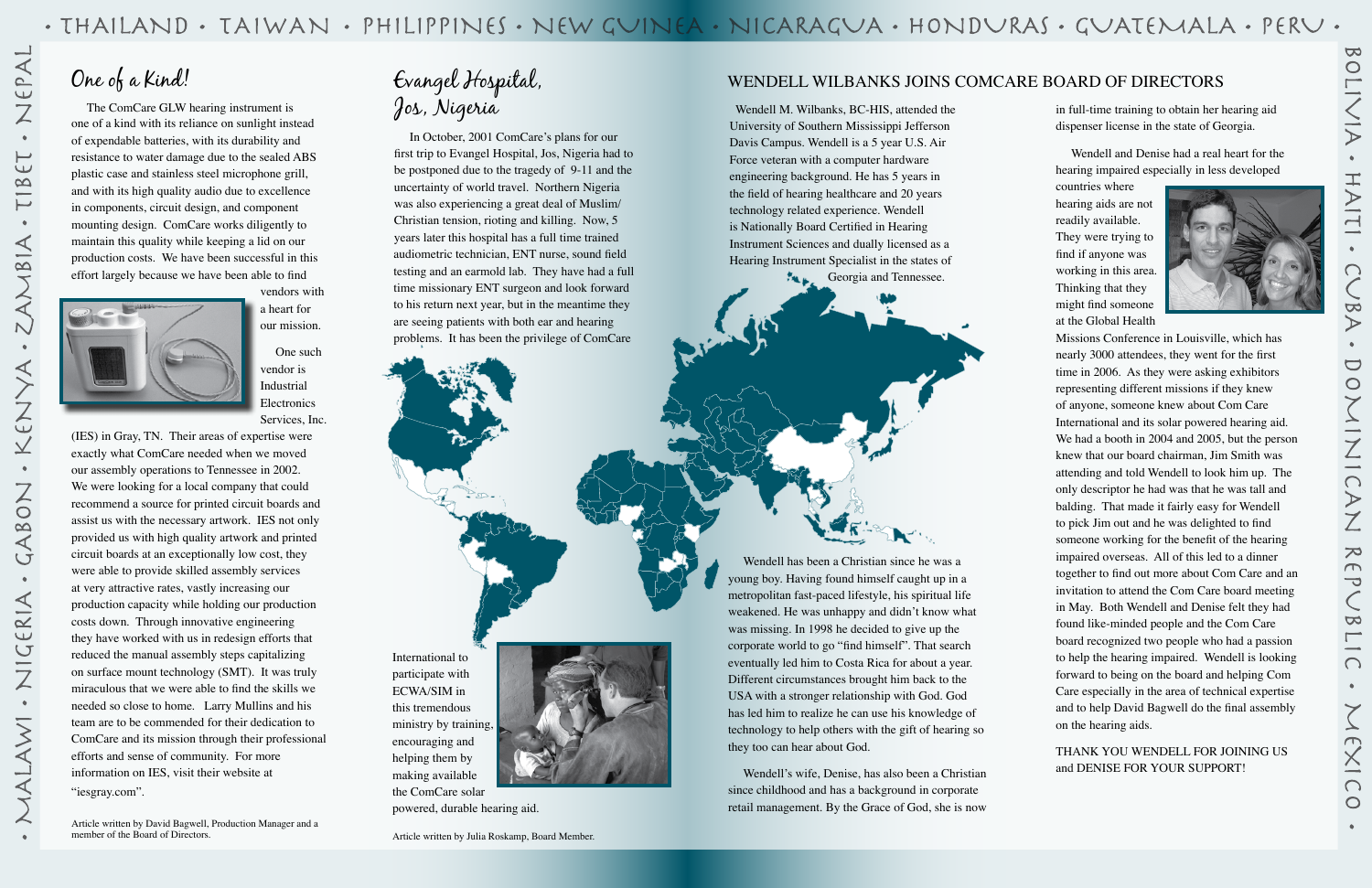• THAILAND • TAIWAN • PHILIPPINES • NEW GUINEA • NICARAGUA • HONDURAS • GUATEMALA • PERU •

## One of a Kind!

The ComCare GLW hearing instrument is one of a kind with its reliance on sunlight instead of expendable batteries, with its durability and resistance to water damage due to the sealed ABS plastic case and stainless steel microphone grill, and with its high quality audio due to excellence in components, circuit design, and component mounting design. ComCare works diligently to maintain this quality while keeping a lid on our production costs. We have been successful in this effort largely because we have been able to find vendors with a heart for our mission.

One such vendor is Industrial Electronics Services, Inc. (IES) in Gray, TN. Their areas of expertise were exactly what ComCare needed when we moved our assembly operations to Tennessee in 2002. We were looking for a local company that could recommend a source for printed circuit boards and assist us with the necessary artwork. IES not only provided us with high quality artwork and printed circuit boards at an exceptionally low cost, they were able to provide skilled assembly services at very attractive rates, vastly increasing our production capacity while holding our production costs down. Through innovative engineering they have worked with us in redesign efforts that reduced the manual assembly steps capitalizing on surface mount technology (SMT). It was truly miraculous that we were able to find the skills we needed so close to home. Larry Mullins and his team are to be commended for their dedication to ComCare and its mission through their professional efforts and sense of community. For more information on IES, visit their website at "iesgray.com".

Article written by David Bagwell, Production Manager and a member of the Board of Directors.

## Evangel Hospital, Jos, Nigeria

In October, 2001 ComCare's plans for our first trip to Evangel Hospital, Jos, Nigeria had to be postponed due to the tragedy of 9-11 and the uncertainty of world travel. Northern Nigeria was also experiencing a great deal of Muslim/Christian tension, rioting and killing. Now, 5 years later this hospital has a full time trained audiometric technician, ENT nurse, sound field testing and an earmold lab. They have had a full time missionary ENT surgeon and look forward to his return next year, but in the meantime they are seeing patients with both ear and hearing problems. It has been the privilege of ComCare International to participate with ECWA/SIM in this tremendous ministry by training, encouraging and helping them by making available the ComCare solar powered, durable hearing aid.

Article written by Julia Roskamp, Board Member.

## WENDELL WILBANKS JOINS COMCARE BOARD OF DIRECTORS

Wendell M. Wilbanks, BC-HIS, attended the University of Southern Mississippi Jefferson Davis Campus. Wendell is a 5 year U.S. Air Force veteran with a computer hardware engineering background. He has 5 years in the field of hearing healthcare and 20 years technology related experience. Wendell is Nationally Board Certified in Hearing Instrument Sciences and dually licensed as a Hearing Instrument Specialist in the states of Georgia and Tennessee.

Wendell has been a Christian since he was a young boy. Having found himself caught up in a metropolitan fast-paced lifestyle, his spiritual life weakened. He was unhappy and didn't know what was missing. In 1998 he decided to give up the corporate world to go "find himself". That search eventually led him to Costa Rica for about a year. Different circumstances brought him back to the USA with a stronger relationship with God. God has led him to realize he can use his knowledge of technology to help others with the gift of hearing so they too can hear about God.

Wendell's wife, Denise, has also been a Christian since childhood and has a background in corporate retail management. By the Grace of God, she is now in full-time training to obtain her hearing aid dispenser license in the state of Georgia.

Wendell and Denise had a real heart for the hearing impaired especially in less developed countries where hearing aids are not readily available. They were trying to find if anyone was working in this area. Thinking that they might find someone at the Global Health Missions Conference in Louisville, which has nearly 3000 attendees, they went for the first time in 2006. As they were asking exhibitors representing different missions if they knew of anyone, someone knew about Com Care International and its solar powered hearing aid. We had a booth in 2004 and 2005, but the person knew that our board chairman, Jim Smith was attending and told Wendell to look him up. The only descriptor he had was that he was tall and balding. That made it fairly easy for Wendell to pick Jim out and he was delighted to find someone working for the benefit of the hearing impaired overseas. All of this led to a dinner together to find out more about Com Care and an invitation to attend the Com Care board meeting in May. Both Wendell and Denise felt they had found like-minded people and the Com Care board recognized two people who had a passion to help the hearing impaired. Wendell is looking forward to being on the board and helping Com Care especially in the area of technical expertise and to help David Bagwell do the final assembly on the hearing aids.

THANK YOU WENDELL FOR JOINING US and DENISE FOR YOUR SUPPORT!

• MALAWI • NIGERIA • GABON • KENYA • ZAMBIA • TIBET • NEPAL

BOLIVIA • HAITI • CUBA • DOMINICAN REPUBLIC • MEXICO •